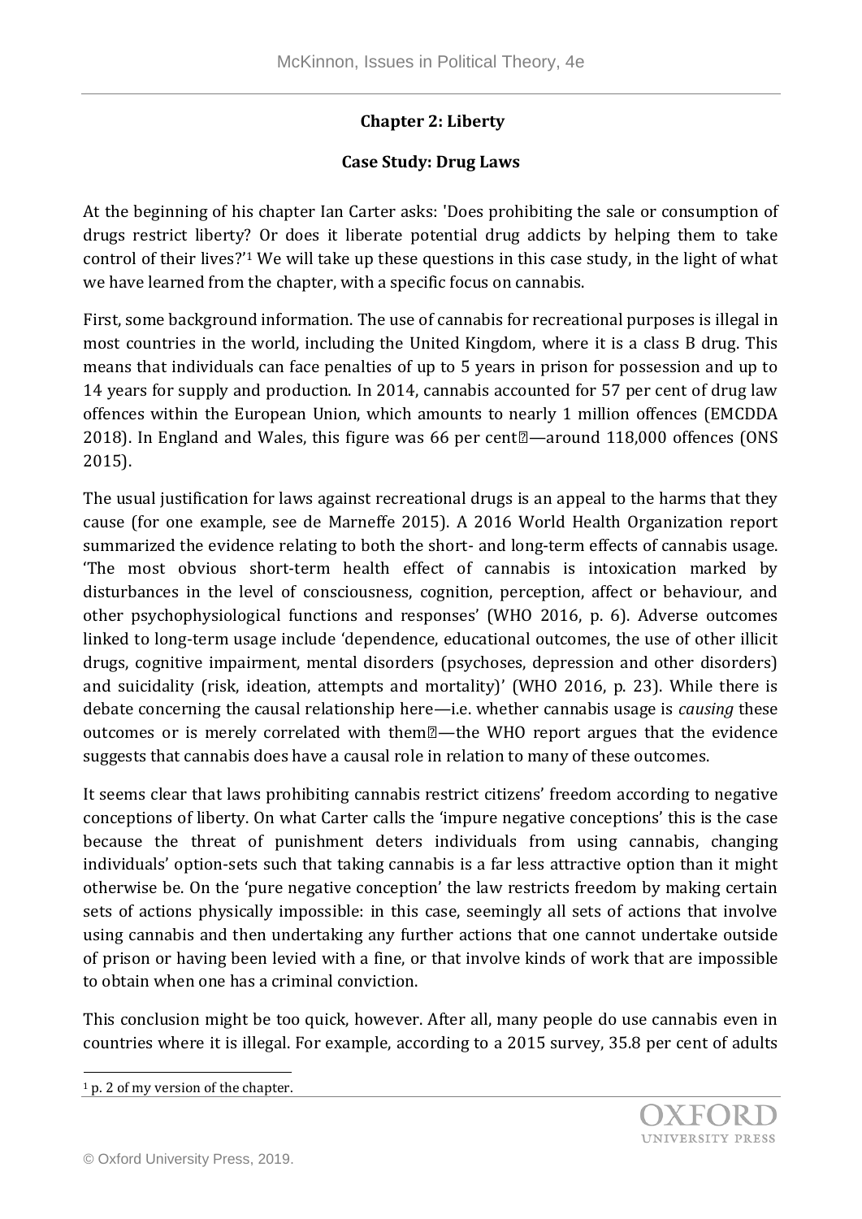**Chapter 2: Liberty**

**Case Study: Drug Laws**

At the beginning of his chapter Ian Carter asks: 'Does prohibiting the sale or consumption of drugs restrict liberty? Or does it liberate potential drug addicts by helping them to take control of their lives?'[1] We will take up these questions in this case study, in the light of what we have learned from the chapter, with a specific focus on cannabis.

First, some background information. The use of cannabis for recreational purposes is illegal in most countries in the world, including the United Kingdom, where it is a class B drug. This means that individuals can face penalties of up to 5 years in prison for possession and up to 14 years for supply and production. In 2014, cannabis accounted for 57 per cent of drug law offences within the European Union, which amounts to nearly 1 million offences (EMCDDA 2018). In England and Wales, this figure was 66 per cent—around 118,000 offences (ONS 2015).

The usual justification for laws against recreational drugs is an appeal to the harms that they cause (for one example, see de Marneffe 2015). A 2016 World Health Organization report summarized the evidence relating to both the short- and long-term effects of cannabis usage. 'The most obvious short-term health effect of cannabis is intoxication marked by disturbances in the level of consciousness, cognition, perception, affect or behaviour, and other psychophysiological functions and responses' (WHO 2016, p. 6). Adverse outcomes linked to long-term usage include 'dependence, educational outcomes, the use of other illicit drugs, cognitive impairment, mental disorders (psychoses, depression and other disorders) and suicidality (risk, ideation, attempts and mortality)' (WHO 2016, p. 23). While there is debate concerning the causal relationship here—i.e. whether cannabis usage is *causing* these outcomes or is merely correlated with them—the WHO report argues that the evidence suggests that cannabis does have a causal role in relation to many of these outcomes.

It seems clear that laws prohibiting cannabis restrict citizens' freedom according to negative conceptions of liberty. On what Carter calls the 'impure negative conceptions' this is the case because the threat of punishment deters individuals from using cannabis, changing individuals' option-sets such that taking cannabis is a far less attractive option than it might otherwise be. On the 'pure negative conception' the law restricts freedom by making certain sets of actions physically impossible: in this case, seemingly all sets of actions that involve using cannabis and then undertaking any further actions that one cannot undertake outside of prison or having been levied with a fine, or that involve kinds of work that are impossible to obtain when one has a criminal conviction.

This conclusion might be too quick, however. After all, many people do use cannabis even in countries where it is illegal. For example, according to a 2015 survey, 35.8 per cent of adults

[1] p. 2 of my version of the chapter.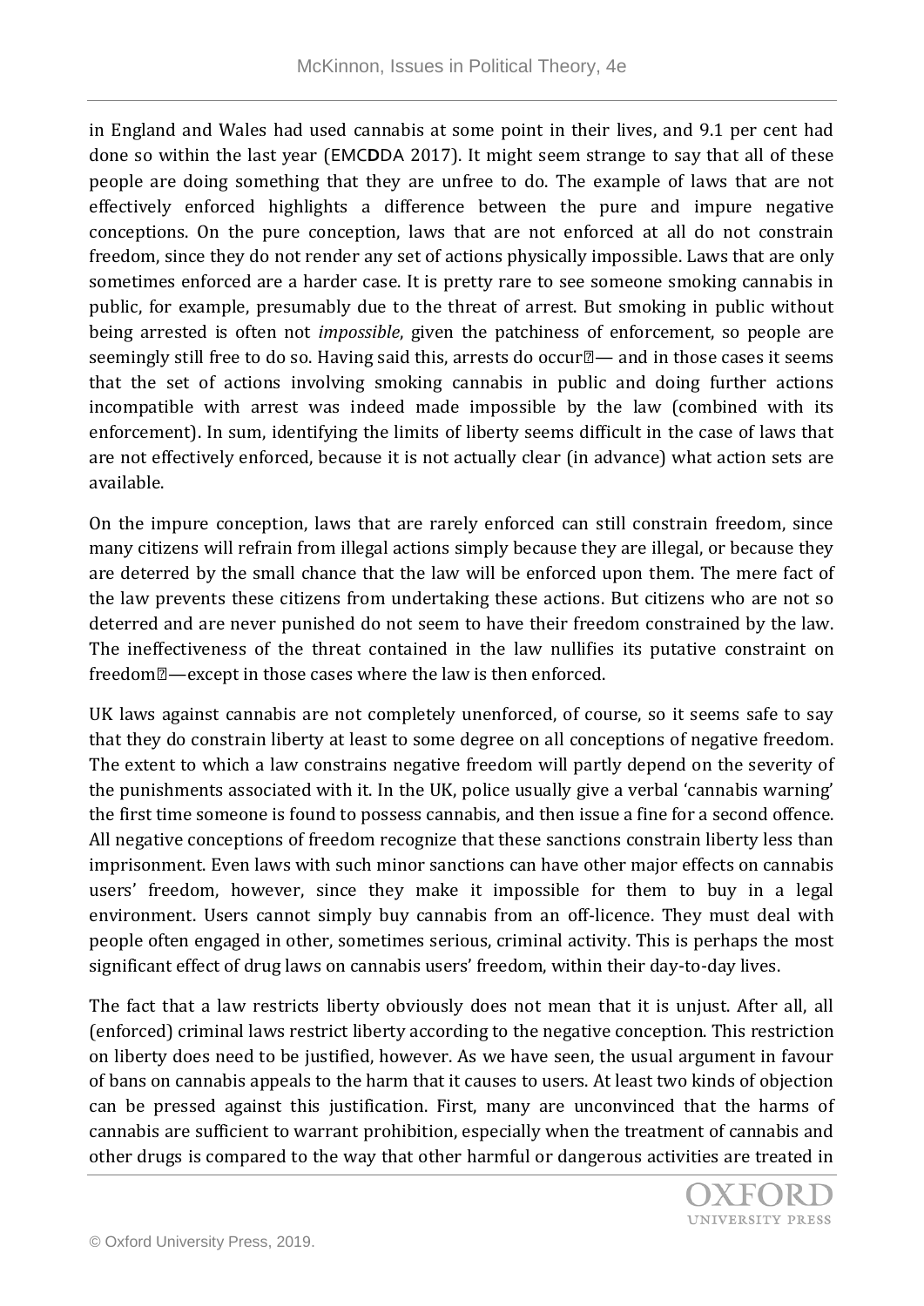in England and Wales had used cannabis at some point in their lives, and 9.1 per cent had done so within the last year (EMCDDA 2017). It might seem strange to say that all of these people are doing something that they are unfree to do. The example of laws that are not effectively enforced highlights a difference between the pure and impure negative conceptions. On the pure conception, laws that are not enforced at all do not constrain freedom, since they do not render any set of actions physically impossible. Laws that are only sometimes enforced are a harder case. It is pretty rare to see someone smoking cannabis in public, for example, presumably due to the threat of arrest. But smoking in public without being arrested is often not *impossible*, given the patchiness of enforcement, so people are seemingly still free to do so. Having said this, arrests do occur — and in those cases it seems that the set of actions involving smoking cannabis in public and doing further actions incompatible with arrest was indeed made impossible by the law (combined with its enforcement). In sum, identifying the limits of liberty seems difficult in the case of laws that are not effectively enforced, because it is not actually clear (in advance) what action sets are available.

On the impure conception, laws that are rarely enforced can still constrain freedom, since many citizens will refrain from illegal actions simply because they are illegal, or because they are deterred by the small chance that the law will be enforced upon them. The mere fact of the law prevents these citizens from undertaking these actions. But citizens who are not so deterred and are never punished do not seem to have their freedom constrained by the law. The ineffectiveness of the threat contained in the law nullifies its putative constraint on freedom—except in those cases where the law is then enforced.

UK laws against cannabis are not completely unenforced, of course, so it seems safe to say that they do constrain liberty at least to some degree on all conceptions of negative freedom. The extent to which a law constrains negative freedom will partly depend on the severity of the punishments associated with it. In the UK, police usually give a verbal 'cannabis warning' the first time someone is found to possess cannabis, and then issue a fine for a second offence. All negative conceptions of freedom recognize that these sanctions constrain liberty less than imprisonment. Even laws with such minor sanctions can have other major effects on cannabis users' freedom, however, since they make it impossible for them to buy in a legal environment. Users cannot simply buy cannabis from an off-licence. They must deal with people often engaged in other, sometimes serious, criminal activity. This is perhaps the most significant effect of drug laws on cannabis users' freedom, within their day-to-day lives.

The fact that a law restricts liberty obviously does not mean that it is unjust. After all, all (enforced) criminal laws restrict liberty according to the negative conception. This restriction on liberty does need to be justified, however. As we have seen, the usual argument in favour of bans on cannabis appeals to the harm that it causes to users. At least two kinds of objection can be pressed against this justification. First, many are unconvinced that the harms of cannabis are sufficient to warrant prohibition, especially when the treatment of cannabis and other drugs is compared to the way that other harmful or dangerous activities are treated in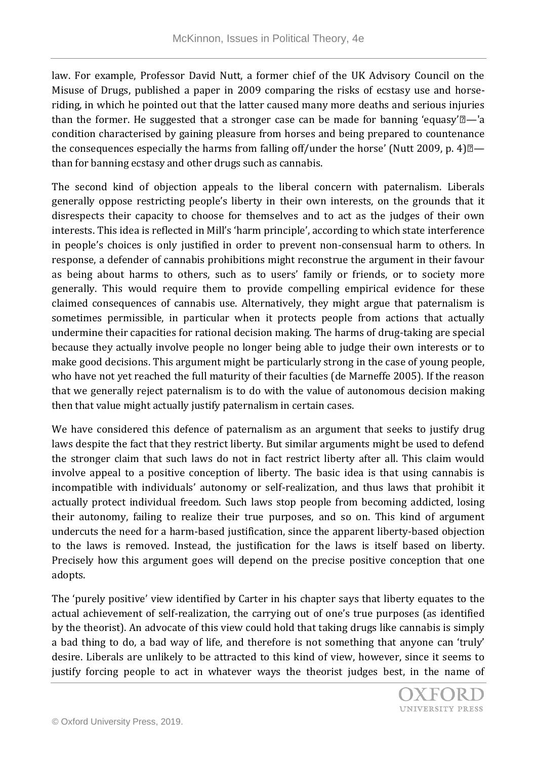law. For example, Professor David Nutt, a former chief of the UK Advisory Council on the Misuse of Drugs, published a paper in 2009 comparing the risks of ecstasy use and horse-riding, in which he pointed out that the latter caused many more deaths and serious injuries than the former. He suggested that a stronger case can be made for banning 'equasy'—'a condition characterised by gaining pleasure from horses and being prepared to countenance the consequences especially the harms from falling off/under the horse' (Nutt 2009, p. 4)—than for banning ecstasy and other drugs such as cannabis.

The second kind of objection appeals to the liberal concern with paternalism. Liberals generally oppose restricting people's liberty in their own interests, on the grounds that it disrespects their capacity to choose for themselves and to act as the judges of their own interests. This idea is reflected in Mill's 'harm principle', according to which state interference in people's choices is only justified in order to prevent non-consensual harm to others. In response, a defender of cannabis prohibitions might reconstrue the argument in their favour as being about harms to others, such as to users' family or friends, or to society more generally. This would require them to provide compelling empirical evidence for these claimed consequences of cannabis use. Alternatively, they might argue that paternalism is sometimes permissible, in particular when it protects people from actions that actually undermine their capacities for rational decision making. The harms of drug-taking are special because they actually involve people no longer being able to judge their own interests or to make good decisions. This argument might be particularly strong in the case of young people, who have not yet reached the full maturity of their faculties (de Marneffe 2005). If the reason that we generally reject paternalism is to do with the value of autonomous decision making then that value might actually justify paternalism in certain cases.

We have considered this defence of paternalism as an argument that seeks to justify drug laws despite the fact that they restrict liberty. But similar arguments might be used to defend the stronger claim that such laws do not in fact restrict liberty after all. This claim would involve appeal to a positive conception of liberty. The basic idea is that using cannabis is incompatible with individuals' autonomy or self-realization, and thus laws that prohibit it actually protect individual freedom. Such laws stop people from becoming addicted, losing their autonomy, failing to realize their true purposes, and so on. This kind of argument undercuts the need for a harm-based justification, since the apparent liberty-based objection to the laws is removed. Instead, the justification for the laws is itself based on liberty. Precisely how this argument goes will depend on the precise positive conception that one adopts.

The 'purely positive' view identified by Carter in his chapter says that liberty equates to the actual achievement of self-realization, the carrying out of one's true purposes (as identified by the theorist). An advocate of this view could hold that taking drugs like cannabis is simply a bad thing to do, a bad way of life, and therefore is not something that anyone can 'truly' desire. Liberals are unlikely to be attracted to this kind of view, however, since it seems to justify forcing people to act in whatever ways the theorist judges best, in the name of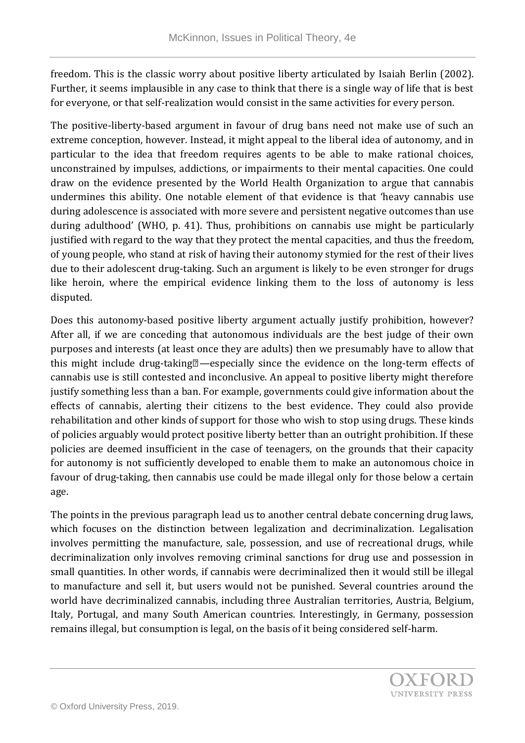freedom. This is the classic worry about positive liberty articulated by Isaiah Berlin (2002). Further, it seems implausible in any case to think that there is a single way of life that is best for everyone, or that self-realization would consist in the same activities for every person.

The positive-liberty-based argument in favour of drug bans need not make use of such an extreme conception, however. Instead, it might appeal to the liberal idea of autonomy, and in particular to the idea that freedom requires agents to be able to make rational choices, unconstrained by impulses, addictions, or impairments to their mental capacities. One could draw on the evidence presented by the World Health Organization to argue that cannabis undermines this ability. One notable element of that evidence is that 'heavy cannabis use during adolescence is associated with more severe and persistent negative outcomes than use during adulthood' (WHO, p. 41). Thus, prohibitions on cannabis use might be particularly justified with regard to the way that they protect the mental capacities, and thus the freedom, of young people, who stand at risk of having their autonomy stymied for the rest of their lives due to their adolescent drug-taking. Such an argument is likely to be even stronger for drugs like heroin, where the empirical evidence linking them to the loss of autonomy is less disputed.

Does this autonomy-based positive liberty argument actually justify prohibition, however? After all, if we are conceding that autonomous individuals are the best judge of their own purposes and interests (at least once they are adults) then we presumably have to allow that this might include drug-taking—especially since the evidence on the long-term effects of cannabis use is still contested and inconclusive. An appeal to positive liberty might therefore justify something less than a ban. For example, governments could give information about the effects of cannabis, alerting their citizens to the best evidence. They could also provide rehabilitation and other kinds of support for those who wish to stop using drugs. These kinds of policies arguably would protect positive liberty better than an outright prohibition. If these policies are deemed insufficient in the case of teenagers, on the grounds that their capacity for autonomy is not sufficiently developed to enable them to make an autonomous choice in favour of drug-taking, then cannabis use could be made illegal only for those below a certain age.

The points in the previous paragraph lead us to another central debate concerning drug laws, which focuses on the distinction between legalization and decriminalization. Legalisation involves permitting the manufacture, sale, possession, and use of recreational drugs, while decriminalization only involves removing criminal sanctions for drug use and possession in small quantities. In other words, if cannabis were decriminalized then it would still be illegal to manufacture and sell it, but users would not be punished. Several countries around the world have decriminalized cannabis, including three Australian territories, Austria, Belgium, Italy, Portugal, and many South American countries. Interestingly, in Germany, possession remains illegal, but consumption is legal, on the basis of it being considered self-harm.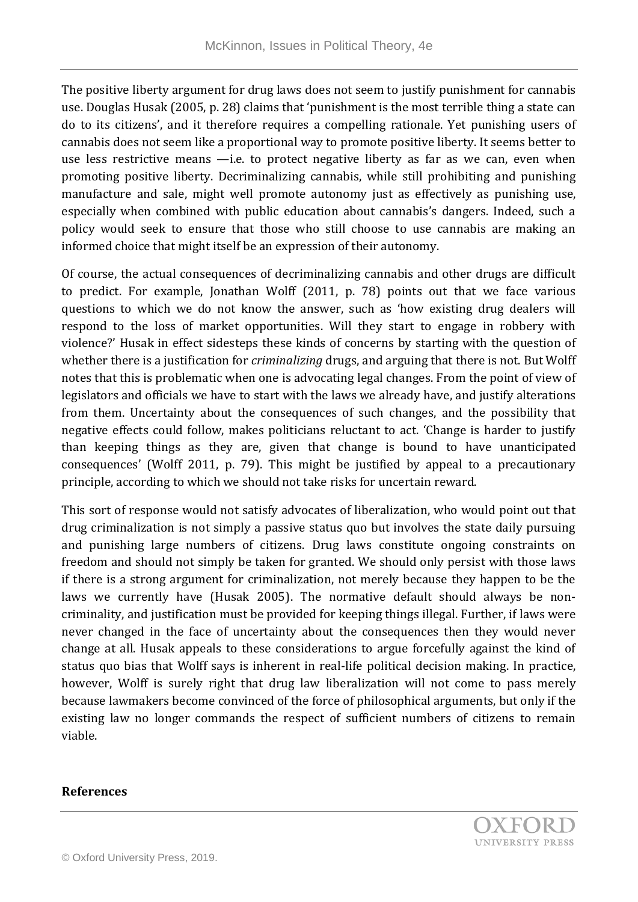The positive liberty argument for drug laws does not seem to justify punishment for cannabis use. Douglas Husak (2005, p. 28) claims that 'punishment is the most terrible thing a state can do to its citizens', and it therefore requires a compelling rationale. Yet punishing users of cannabis does not seem like a proportional way to promote positive liberty. It seems better to use less restrictive means —i.e. to protect negative liberty as far as we can, even when promoting positive liberty. Decriminalizing cannabis, while still prohibiting and punishing manufacture and sale, might well promote autonomy just as effectively as punishing use, especially when combined with public education about cannabis's dangers. Indeed, such a policy would seek to ensure that those who still choose to use cannabis are making an informed choice that might itself be an expression of their autonomy.

Of course, the actual consequences of decriminalizing cannabis and other drugs are difficult to predict. For example, Jonathan Wolff (2011, p. 78) points out that we face various questions to which we do not know the answer, such as 'how existing drug dealers will respond to the loss of market opportunities. Will they start to engage in robbery with violence?' Husak in effect sidesteps these kinds of concerns by starting with the question of whether there is a justification for *criminalizing* drugs, and arguing that there is not. But Wolff notes that this is problematic when one is advocating legal changes. From the point of view of legislators and officials we have to start with the laws we already have, and justify alterations from them. Uncertainty about the consequences of such changes, and the possibility that negative effects could follow, makes politicians reluctant to act. 'Change is harder to justify than keeping things as they are, given that change is bound to have unanticipated consequences' (Wolff 2011, p. 79). This might be justified by appeal to a precautionary principle, according to which we should not take risks for uncertain reward.

This sort of response would not satisfy advocates of liberalization, who would point out that drug criminalization is not simply a passive status quo but involves the state daily pursuing and punishing large numbers of citizens. Drug laws constitute ongoing constraints on freedom and should not simply be taken for granted. We should only persist with those laws if there is a strong argument for criminalization, not merely because they happen to be the laws we currently have (Husak 2005). The normative default should always be non-criminality, and justification must be provided for keeping things illegal. Further, if laws were never changed in the face of uncertainty about the consequences then they would never change at all. Husak appeals to these considerations to argue forcefully against the kind of status quo bias that Wolff says is inherent in real-life political decision making. In practice, however, Wolff is surely right that drug law liberalization will not come to pass merely because lawmakers become convinced of the force of philosophical arguments, but only if the existing law no longer commands the respect of sufficient numbers of citizens to remain viable.

**References**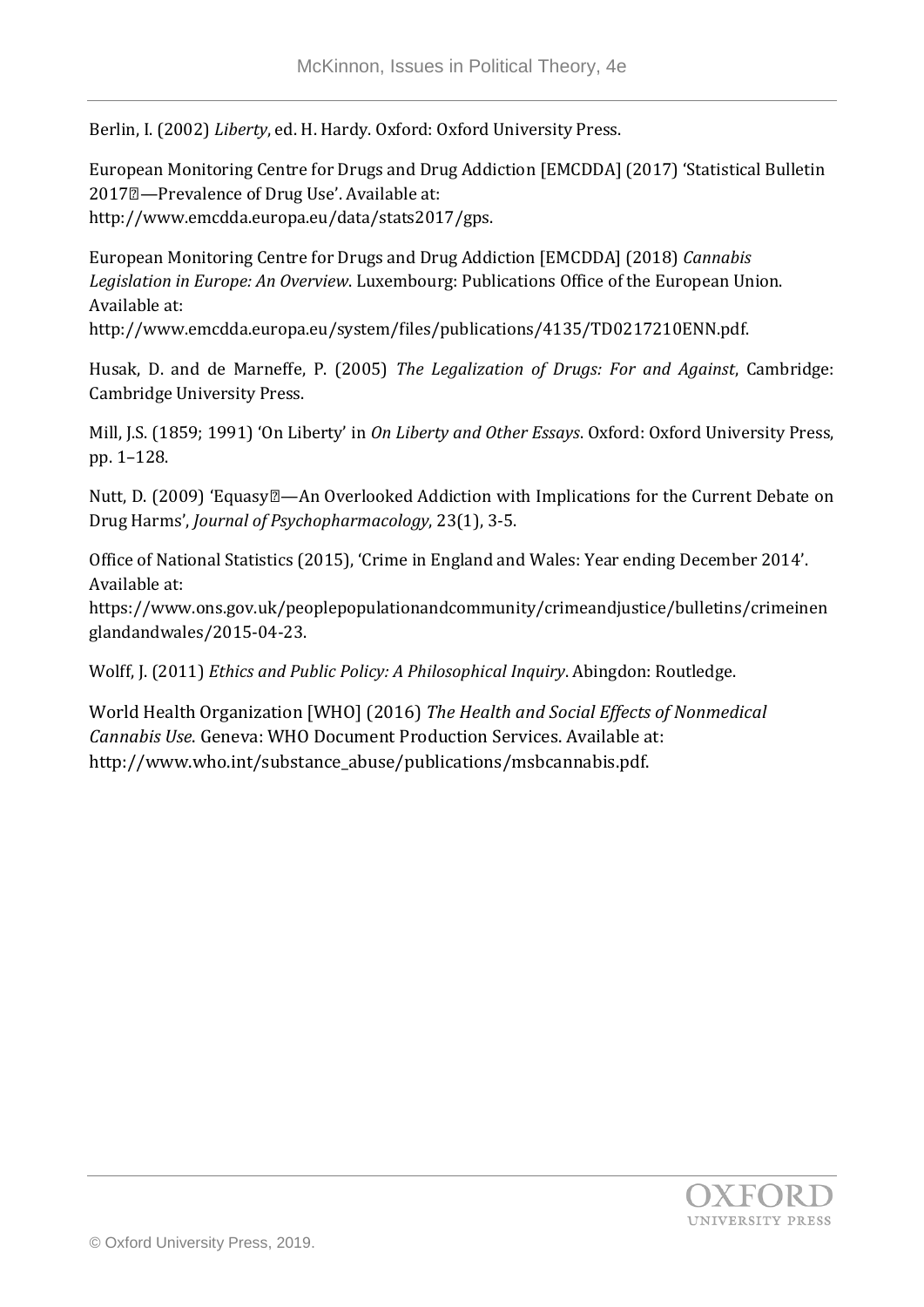Berlin, I. (2002) *Liberty*, ed. H. Hardy. Oxford: Oxford University Press.

European Monitoring Centre for Drugs and Drug Addiction [EMCDDA] (2017) 'Statistical Bulletin 2017 —Prevalence of Drug Use'. Available at: http://www.emcdda.europa.eu/data/stats2017/gps.

European Monitoring Centre for Drugs and Drug Addiction [EMCDDA] (2018) *Cannabis Legislation in Europe: An Overview*. Luxembourg: Publications Office of the European Union. Available at: http://www.emcdda.europa.eu/system/files/publications/4135/TD0217210ENN.pdf.

Husak, D. and de Marneffe, P. (2005) *The Legalization of Drugs: For and Against*, Cambridge: Cambridge University Press.

Mill, J.S. (1859; 1991) 'On Liberty' in *On Liberty and Other Essays*. Oxford: Oxford University Press, pp. 1–128.

Nutt, D. (2009) 'Equasy —An Overlooked Addiction with Implications for the Current Debate on Drug Harms', *Journal of Psychopharmacology*, 23(1), 3-5.

Office of National Statistics (2015), 'Crime in England and Wales: Year ending December 2014'. Available at: https://www.ons.gov.uk/peoplepopulationandcommunity/crimeandjustice/bulletins/crimeinenglandandwales/2015-04-23.

Wolff, J. (2011) *Ethics and Public Policy: A Philosophical Inquiry*. Abingdon: Routledge.

World Health Organization [WHO] (2016) *The Health and Social Effects of Nonmedical Cannabis Use*. Geneva: WHO Document Production Services. Available at: http://www.who.int/substance_abuse/publications/msbcannabis.pdf.